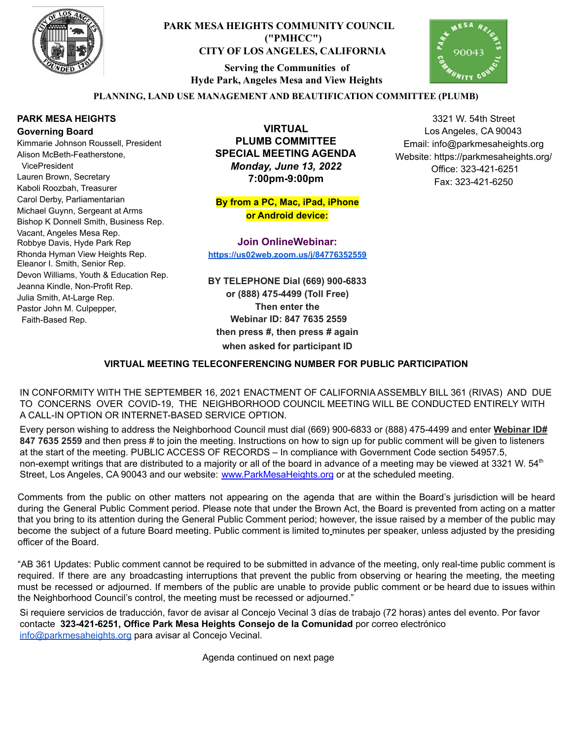# PARK MESA HEIGHTS COMMUNITY COUNCIL ("PMHCC")
## CITY OF LOS ANGELES, CALIFORNIA

**Serving the Communities of Hyde Park, Angeles Mesa and View Heights**

**PLANNING, LAND USE MANAGEMENT AND BEAUTIFICATION COMMITTEE (PLUMB)**

**PARK MESA HEIGHTS Governing Board**

Kimmarie Johnson Roussell, President
Alison McBeth-Featherstone, VicePresident
Lauren Brown, Secretary
Kaboli Roozbah, Treasurer
Carol Derby, Parliamentarian
Michael Guynn, Sergeant at Arms
Bishop K Donnell Smith, Business Rep.
Vacant, Angeles Mesa Rep.
Robbye Davis, Hyde Park Rep
Rhonda Hyman View Heights Rep.
Eleanor I. Smith, Senior Rep.
Devon Williams, Youth & Education Rep.
Jeanna Kindle, Non-Profit Rep.
Julia Smith, At-Large Rep.
Pastor John M. Culpepper, Faith-Based Rep.

**VIRTUAL PLUMB COMMITTEE SPECIAL MEETING AGENDA**
***Monday, June 13, 2022***
**7:00pm-9:00pm**

**By from a PC, Mac, iPad, iPhone or Android device:**

**Join OnlineWebinar:**
https://us02web.zoom.us/j/84776352559

**BY TELEPHONE Dial (669) 900-6833 or (888) 475-4499 (Toll Free) Then enter the Webinar ID: 847 7635 2559 then press #, then press # again when asked for participant ID**

3321 W. 54th Street
Los Angeles, CA 90043
Email: info@parkmesaheights.org
Website: https://parkmesaheights.org/
Office: 323-421-6251
Fax: 323-421-6250

**VIRTUAL MEETING TELECONFERENCING NUMBER FOR PUBLIC PARTICIPATION**

IN CONFORMITY WITH THE SEPTEMBER 16, 2021 ENACTMENT OF CALIFORNIA ASSEMBLY BILL 361 (RIVAS) AND DUE TO CONCERNS OVER COVID-19, THE NEIGHBORHOOD COUNCIL MEETING WILL BE CONDUCTED ENTIRELY WITH A CALL-IN OPTION OR INTERNET-BASED SERVICE OPTION.

Every person wishing to address the Neighborhood Council must dial (669) 900-6833 or (888) 475-4499 and enter **Webinar ID# 847 7635 2559** and then press # to join the meeting. Instructions on how to sign up for public comment will be given to listeners at the start of the meeting. PUBLIC ACCESS OF RECORDS – In compliance with Government Code section 54957.5, non-exempt writings that are distributed to a majority or all of the board in advance of a meeting may be viewed at 3321 W. 54th Street, Los Angeles, CA 90043 and our website: www.ParkMesaHeights.org or at the scheduled meeting.

Comments from the public on other matters not appearing on the agenda that are within the Board's jurisdiction will be heard during the General Public Comment period. Please note that under the Brown Act, the Board is prevented from acting on a matter that you bring to its attention during the General Public Comment period; however, the issue raised by a member of the public may become the subject of a future Board meeting. Public comment is limited to minutes per speaker, unless adjusted by the presiding officer of the Board.

"AB 361 Updates: Public comment cannot be required to be submitted in advance of the meeting, only real-time public comment is required. If there are any broadcasting interruptions that prevent the public from observing or hearing the meeting, the meeting must be recessed or adjourned. If members of the public are unable to provide public comment or be heard due to issues within the Neighborhood Council's control, the meeting must be recessed or adjourned."

Si requiere servicios de traducción, favor de avisar al Concejo Vecinal 3 días de trabajo (72 horas) antes del evento. Por favor contacte **323-421-6251, Office Park Mesa Heights Consejo de la Comunidad** por correo electrónico info@parkmesaheights.org para avisar al Concejo Vecinal.

Agenda continued on next page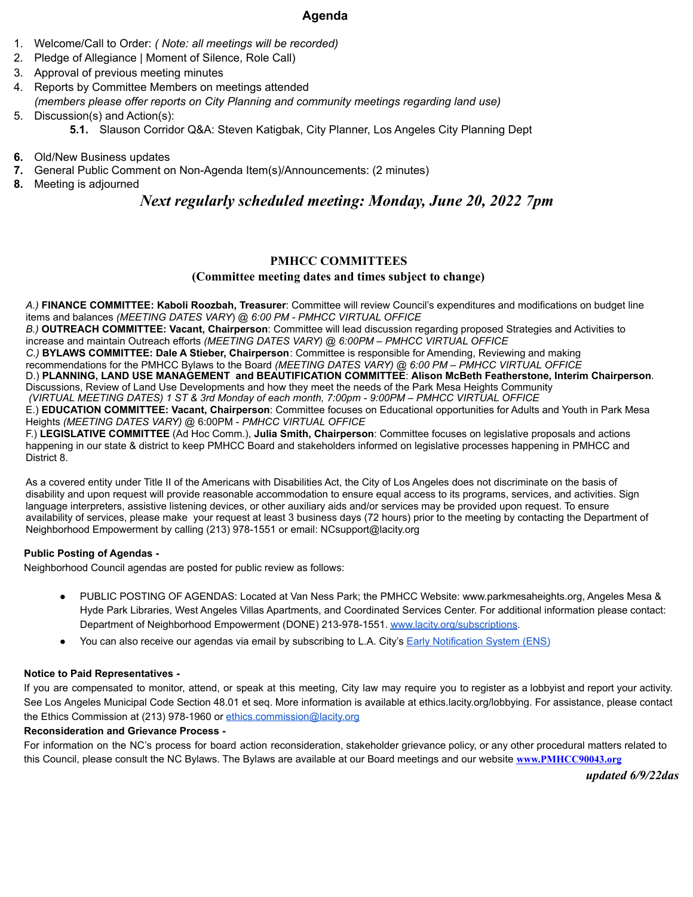## Agenda

1. Welcome/Call to Order: *( Note: all meetings will be recorded)*
2. Pledge of Allegiance | Moment of Silence, Role Call)
3. Approval of previous meeting minutes
4. Reports by Committee Members on meetings attended
   *(members please offer reports on City Planning and community meetings regarding land use)*
5. Discussion(s) and Action(s):
   - **5.1.** Slauson Corridor Q&A: Steven Katigbak, City Planner, Los Angeles City Planning Dept
6. Old/New Business updates
7. General Public Comment on Non-Agenda Item(s)/Announcements: (2 minutes)
8. Meeting is adjourned

***Next regularly scheduled meeting: Monday, June 20, 2022 7pm***

### PMHCC COMMITTEES
**(Committee meeting dates and times subject to change)**

*A.)* **FINANCE COMMITTEE: Kaboli Roozbah, Treasurer**: Committee will review Council's expenditures and modifications on budget line items and balances *(MEETING DATES VARY) @ 6:00 PM - PMHCC VIRTUAL OFFICE*
*B.)* **OUTREACH COMMITTEE: Vacant, Chairperson**: Committee will lead discussion regarding proposed Strategies and Activities to increase and maintain Outreach efforts *(MEETING DATES VARY) @ 6:00PM – PMHCC VIRTUAL OFFICE*
*C.)* **BYLAWS COMMITTEE: Dale A Stieber, Chairperson**: Committee is responsible for Amending, Reviewing and making recommendations for the PMHCC Bylaws to the Board *(MEETING DATES VARY) @ 6:00 PM – PMHCC VIRTUAL OFFICE*
D.) **PLANNING, LAND USE MANAGEMENT and BEAUTIFICATION COMMITTEE**: **Alison McBeth Featherstone, Interim Chairperson**. Discussions, Review of Land Use Developments and how they meet the needs of the Park Mesa Heights Community
*(VIRTUAL MEETING DATES) 1 ST & 3rd Monday of each month, 7:00pm - 9:00PM – PMHCC VIRTUAL OFFICE*
E.) **EDUCATION COMMITTEE: Vacant, Chairperson**: Committee focuses on Educational opportunities for Adults and Youth in Park Mesa Heights *(MEETING DATES VARY)* @ 6:00PM - *PMHCC VIRTUAL OFFICE*
F.) **LEGISLATIVE COMMITTEE** (Ad Hoc Comm.), **Julia Smith, Chairperson**: Committee focuses on legislative proposals and actions happening in our state & district to keep PMHCC Board and stakeholders informed on legislative processes happening in PMHCC and District 8.

As a covered entity under Title II of the Americans with Disabilities Act, the City of Los Angeles does not discriminate on the basis of disability and upon request will provide reasonable accommodation to ensure equal access to its programs, services, and activities. Sign language interpreters, assistive listening devices, or other auxiliary aids and/or services may be provided upon request. To ensure availability of services, please make your request at least 3 business days (72 hours) prior to the meeting by contacting the Department of Neighborhood Empowerment by calling (213) 978-1551 or email: NCsupport@lacity.org

**Public Posting of Agendas -**
Neighborhood Council agendas are posted for public review as follows:

- PUBLIC POSTING OF AGENDAS: Located at Van Ness Park; the PMHCC Website: www.parkmesaheights.org, Angeles Mesa & Hyde Park Libraries, West Angeles Villas Apartments, and Coordinated Services Center. For additional information please contact: Department of Neighborhood Empowerment (DONE) 213-978-1551. www.lacity.org/subscriptions.
- You can also receive our agendas via email by subscribing to L.A. City's Early Notification System (ENS)

**Notice to Paid Representatives -**
If you are compensated to monitor, attend, or speak at this meeting, City law may require you to register as a lobbyist and report your activity. See Los Angeles Municipal Code Section 48.01 et seq. More information is available at ethics.lacity.org/lobbying. For assistance, please contact the Ethics Commission at (213) 978-1960 or ethics.commission@lacity.org

**Reconsideration and Grievance Process -**
For information on the NC's process for board action reconsideration, stakeholder grievance policy, or any other procedural matters related to this Council, please consult the NC Bylaws. The Bylaws are available at our Board meetings and our website **www.PMHCC90043.org**

***updated 6/9/22das***